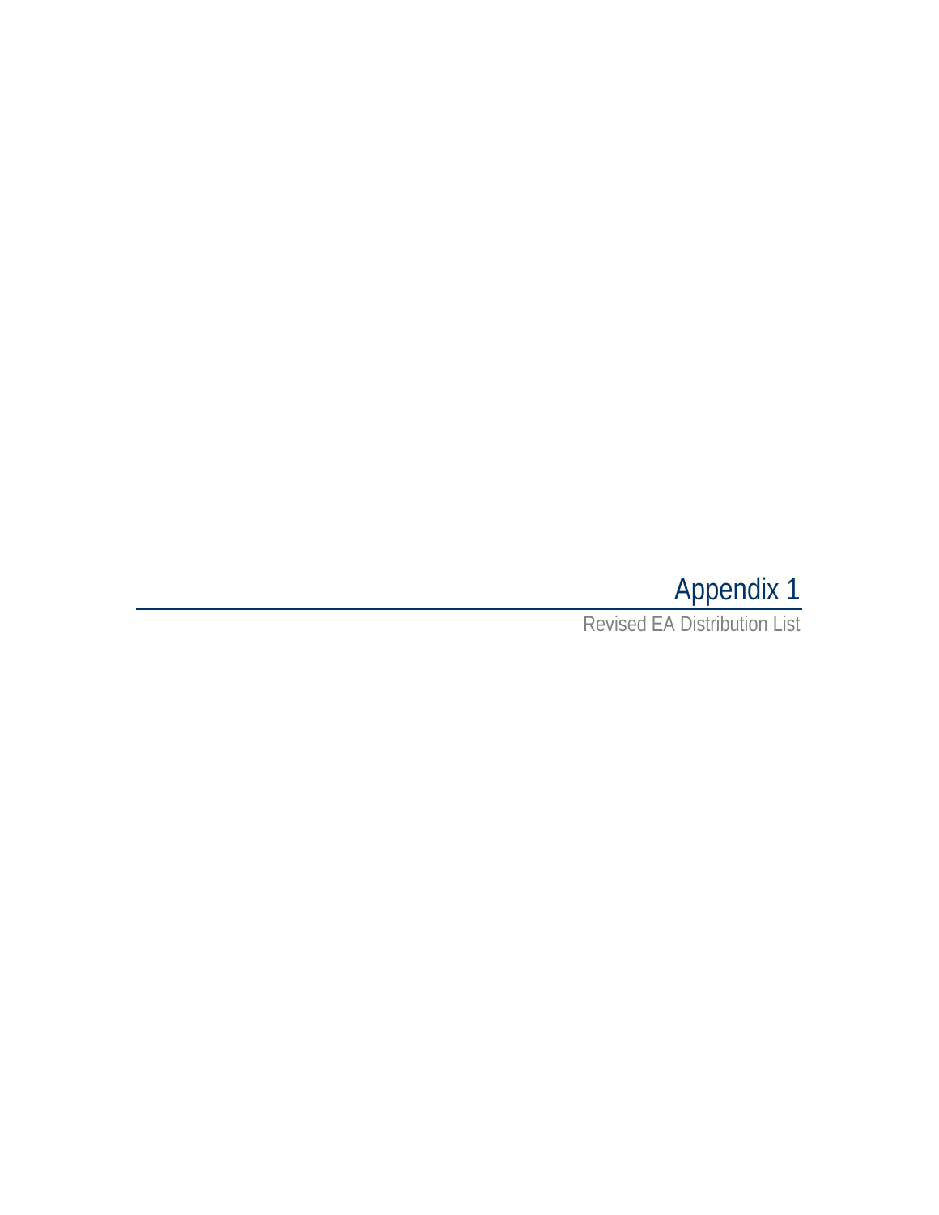# Appendix 1

Revised EA Distribution List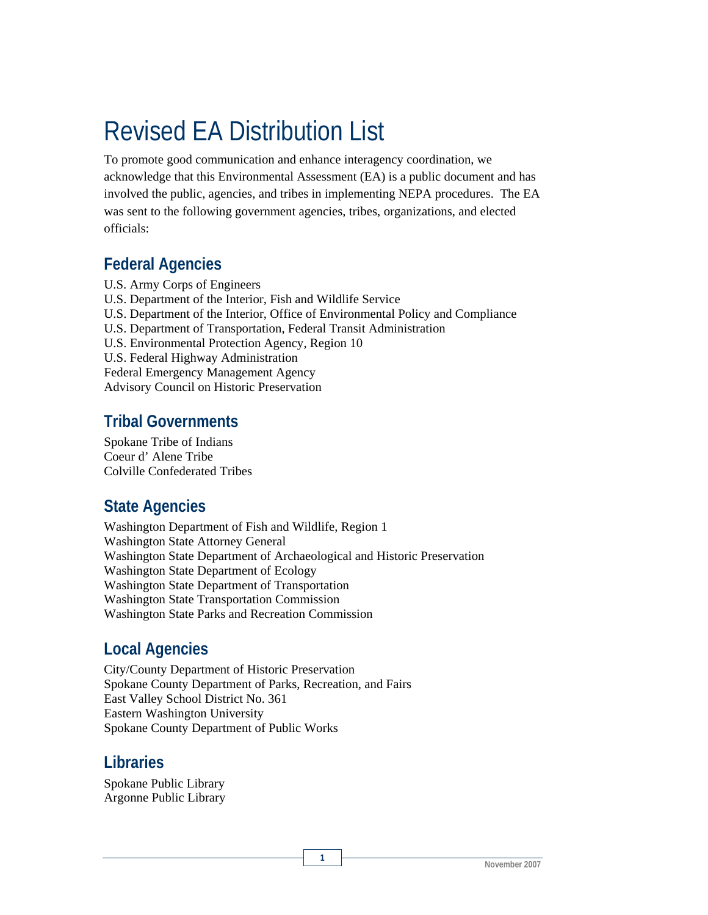# Revised EA Distribution List

To promote good communication and enhance interagency coordination, we acknowledge that this Environmental Assessment (EA) is a public document and has involved the public, agencies, and tribes in implementing NEPA procedures. The EA was sent to the following government agencies, tribes, organizations, and elected officials:

## Federal Agencies

U.S. Army Corps of Engineers
U.S. Department of the Interior, Fish and Wildlife Service
U.S. Department of the Interior, Office of Environmental Policy and Compliance
U.S. Department of Transportation, Federal Transit Administration
U.S. Environmental Protection Agency, Region 10
U.S. Federal Highway Administration
Federal Emergency Management Agency
Advisory Council on Historic Preservation

## Tribal Governments

Spokane Tribe of Indians
Coeur d' Alene Tribe
Colville Confederated Tribes

## State Agencies

Washington Department of Fish and Wildlife, Region 1
Washington State Attorney General
Washington State Department of Archaeological and Historic Preservation
Washington State Department of Ecology
Washington State Department of Transportation
Washington State Transportation Commission
Washington State Parks and Recreation Commission

## Local Agencies

City/County Department of Historic Preservation
Spokane County Department of Parks, Recreation, and Fairs
East Valley School District No. 361
Eastern Washington University
Spokane County Department of Public Works

## Libraries

Spokane Public Library
Argonne Public Library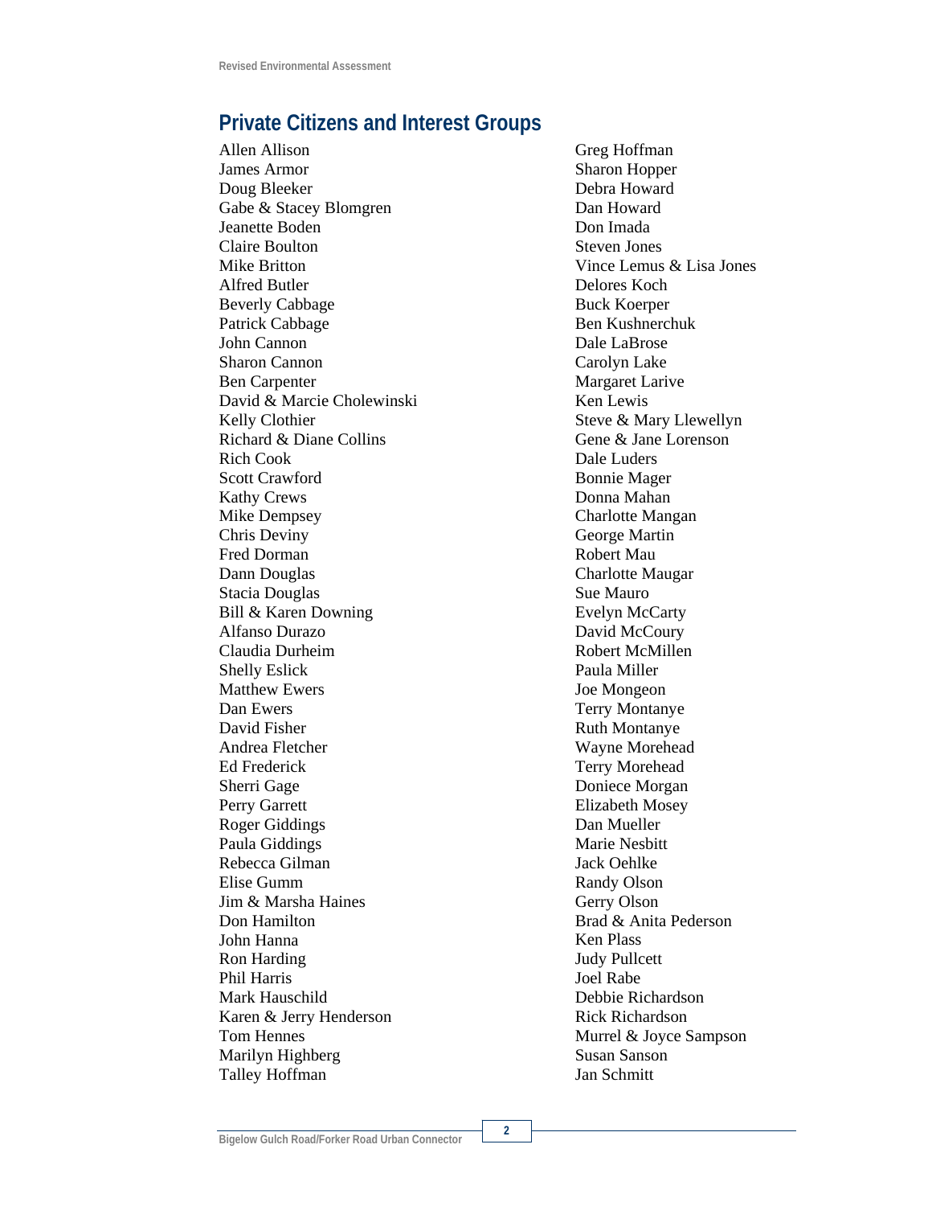## Private Citizens and Interest Groups

Allen Allison
James Armor
Doug Bleeker
Gabe & Stacey Blomgren
Jeanette Boden
Claire Boulton
Mike Britton
Alfred Butler
Beverly Cabbage
Patrick Cabbage
John Cannon
Sharon Cannon
Ben Carpenter
David & Marcie Cholewinski
Kelly Clothier
Richard & Diane Collins
Rich Cook
Scott Crawford
Kathy Crews
Mike Dempsey
Chris Deviny
Fred Dorman
Dann Douglas
Stacia Douglas
Bill & Karen Downing
Alfanso Durazo
Claudia Durheim
Shelly Eslick
Matthew Ewers
Dan Ewers
David Fisher
Andrea Fletcher
Ed Frederick
Sherri Gage
Perry Garrett
Roger Giddings
Paula Giddings
Rebecca Gilman
Elise Gumm
Jim & Marsha Haines
Don Hamilton
John Hanna
Ron Harding
Phil Harris
Mark Hauschild
Karen & Jerry Henderson
Tom Hennes
Marilyn Highberg
Talley Hoffman
Greg Hoffman
Sharon Hopper
Debra Howard
Dan Howard
Don Imada
Steven Jones
Vince Lemus & Lisa Jones
Delores Koch
Buck Koerper
Ben Kushnerchuk
Dale LaBrose
Carolyn Lake
Margaret Larive
Ken Lewis
Steve & Mary Llewellyn
Gene & Jane Lorenson
Dale Luders
Bonnie Mager
Donna Mahan
Charlotte Mangan
George Martin
Robert Mau
Charlotte Maugar
Sue Mauro
Evelyn McCarty
David McCoury
Robert McMillen
Paula Miller
Joe Mongeon
Terry Montanye
Ruth Montanye
Wayne Morehead
Terry Morehead
Doniece Morgan
Elizabeth Mosey
Dan Mueller
Marie Nesbitt
Jack Oehlke
Randy Olson
Gerry Olson
Brad & Anita Pederson
Ken Plass
Judy Pullcett
Joel Rabe
Debbie Richardson
Rick Richardson
Murrel & Joyce Sampson
Susan Sanson
Jan Schmitt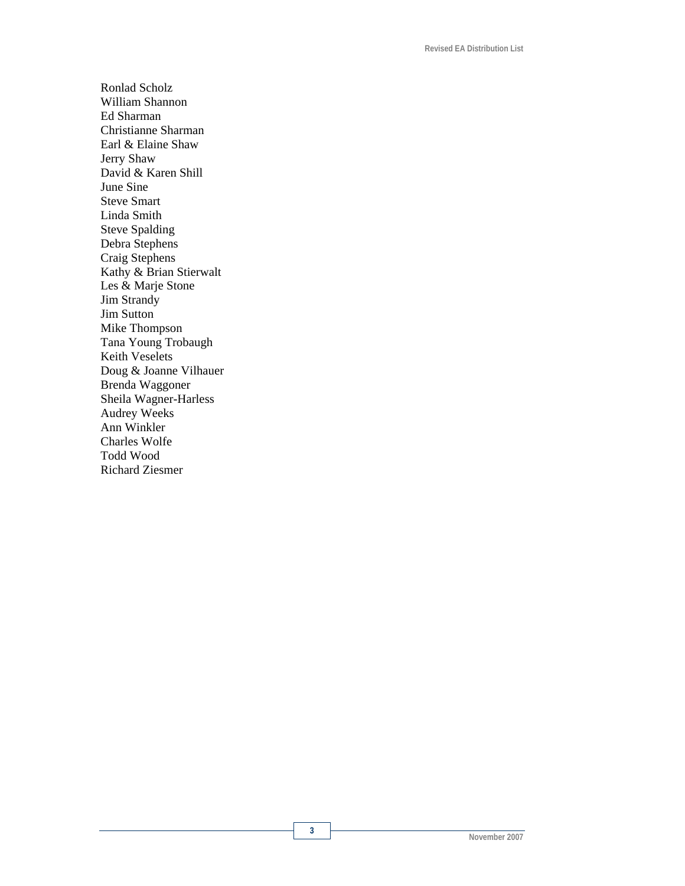Ronlad Scholz
William Shannon
Ed Sharman
Christianne Sharman
Earl & Elaine Shaw
Jerry Shaw
David & Karen Shill
June Sine
Steve Smart
Linda Smith
Steve Spalding
Debra Stephens
Craig Stephens
Kathy & Brian Stierwalt
Les & Marje Stone
Jim Strandy
Jim Sutton
Mike Thompson
Tana Young Trobaugh
Keith Veselets
Doug & Joanne Vilhauer
Brenda Waggoner
Sheila Wagner-Harless
Audrey Weeks
Ann Winkler
Charles Wolfe
Todd Wood
Richard Ziesmer